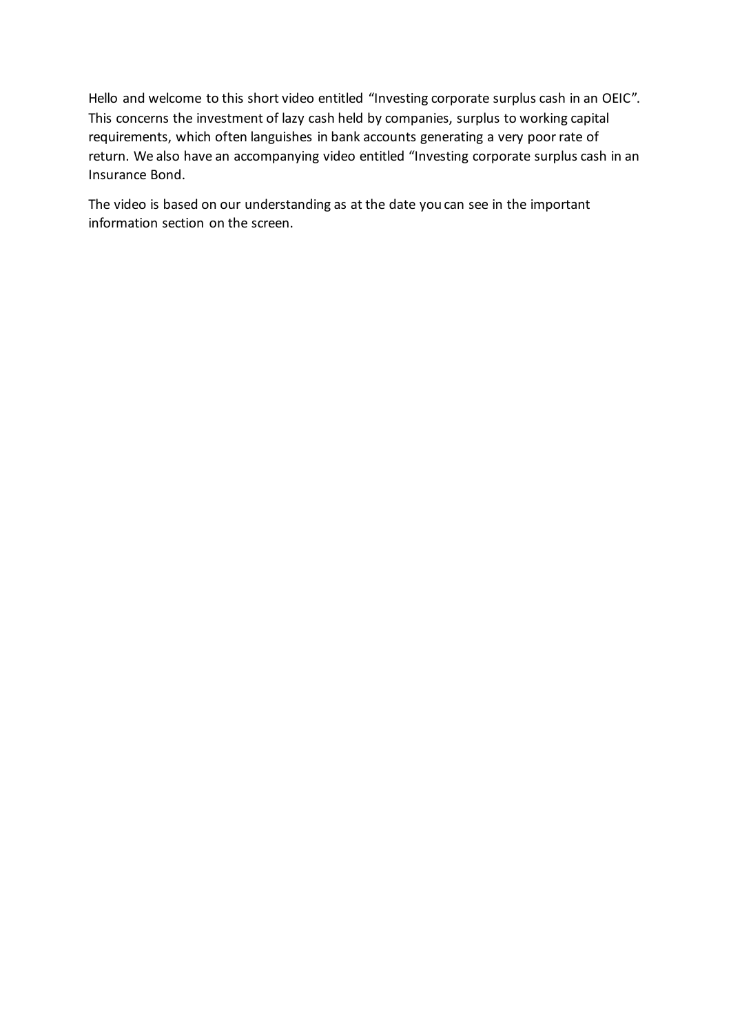Hello and welcome to this short video entitled "Investing corporate surplus cash in an OEIC". This concerns the investment of lazy cash held by companies, surplus to working capital requirements, which often languishes in bank accounts generating a very poor rate of return. We also have an accompanying video entitled "Investing corporate surplus cash in an Insurance Bond.

The video is based on our understanding as at the date you can see in the important information section on the screen.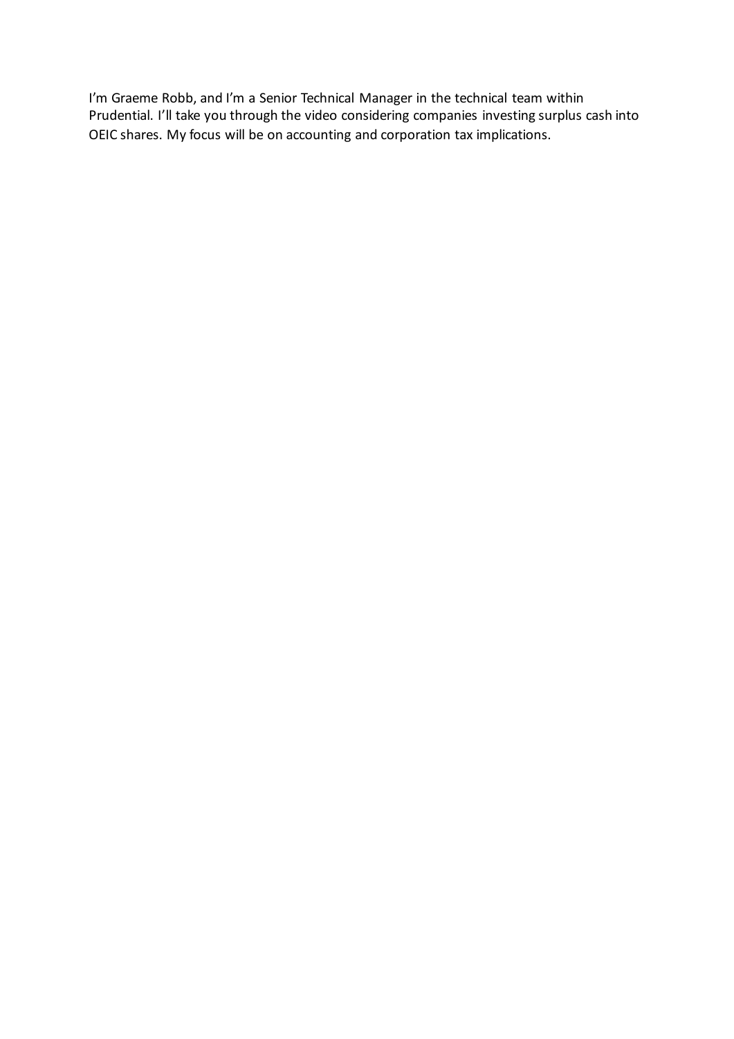I'm Graeme Robb, and I'm a Senior Technical Manager in the technical team within Prudential. I'll take you through the video considering companies investing surplus cash into OEIC shares. My focus will be on accounting and corporation tax implications.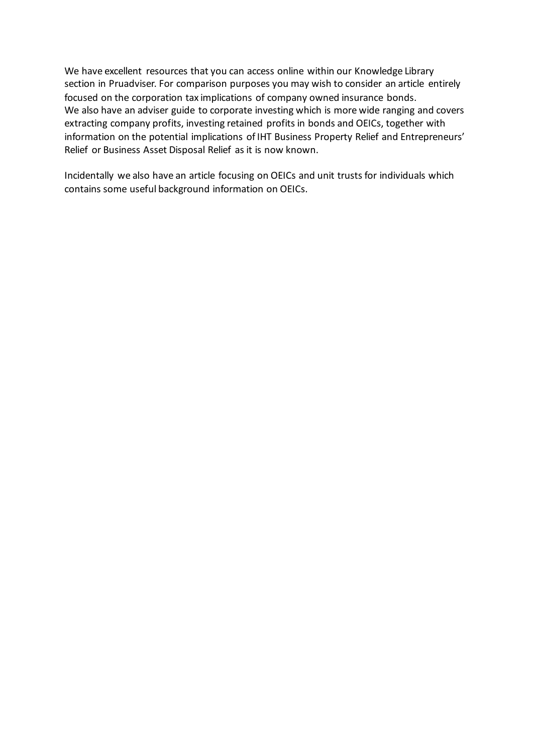We have excellent resources that you can access online within our Knowledge Library section in Pruadviser. For comparison purposes you may wish to consider an article entirely focused on the corporation tax implications of company owned insurance bonds.
We also have an adviser guide to corporate investing which is more wide ranging and covers extracting company profits, investing retained profits in bonds and OEICs, together with information on the potential implications of IHT Business Property Relief and Entrepreneurs' Relief or Business Asset Disposal Relief as it is now known.

Incidentally we also have an article focusing on OEICs and unit trusts for individuals which contains some useful background information on OEICs.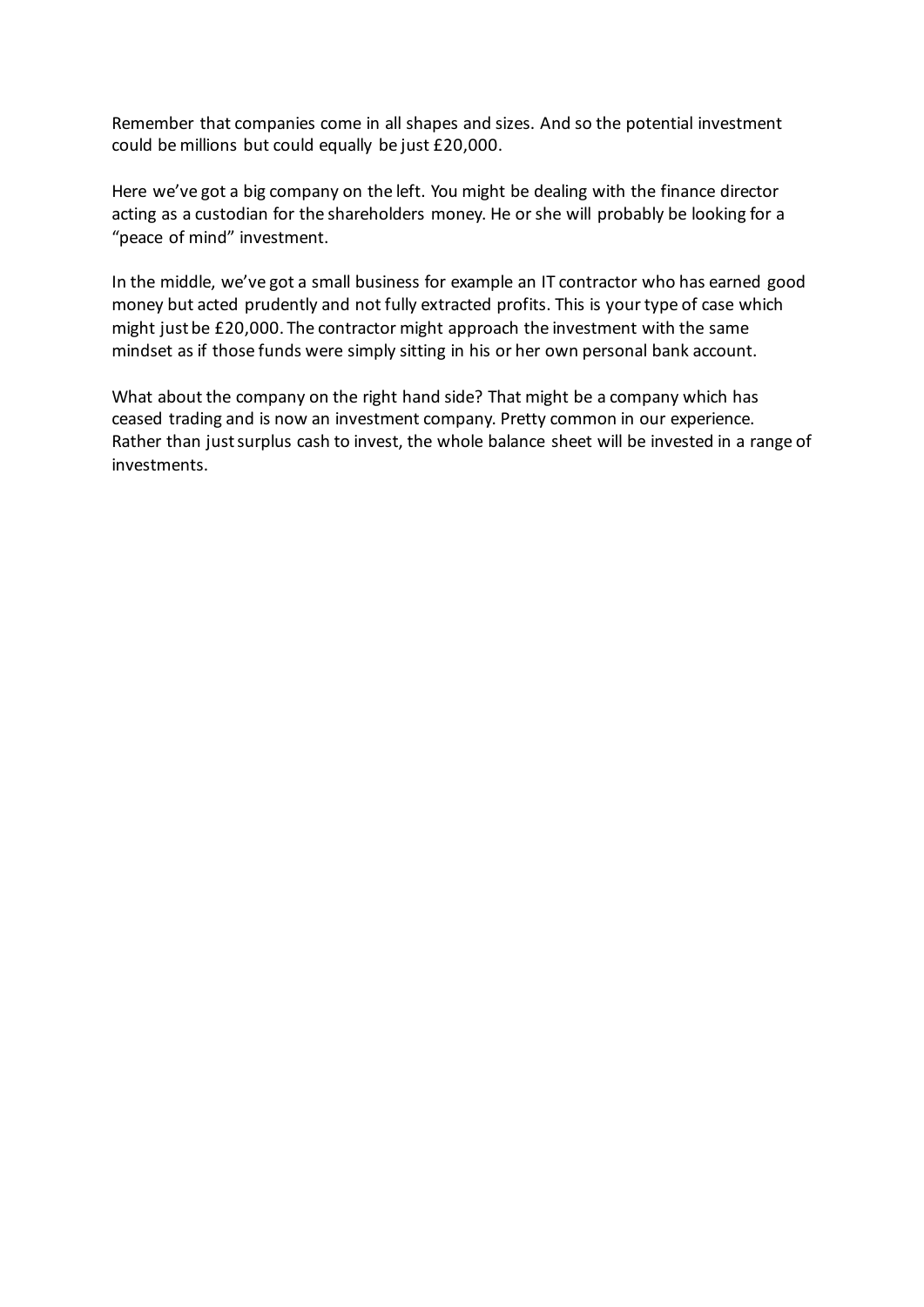Remember that companies come in all shapes and sizes. And so the potential investment could be millions but could equally be just £20,000.

Here we've got a big company on the left. You might be dealing with the finance director acting as a custodian for the shareholders money. He or she will probably be looking for a "peace of mind" investment.

In the middle, we've got a small business for example an IT contractor who has earned good money but acted prudently and not fully extracted profits. This is your type of case which might just be £20,000. The contractor might approach the investment with the same mindset as if those funds were simply sitting in his or her own personal bank account.

What about the company on the right hand side? That might be a company which has ceased trading and is now an investment company. Pretty common in our experience. Rather than just surplus cash to invest, the whole balance sheet will be invested in a range of investments.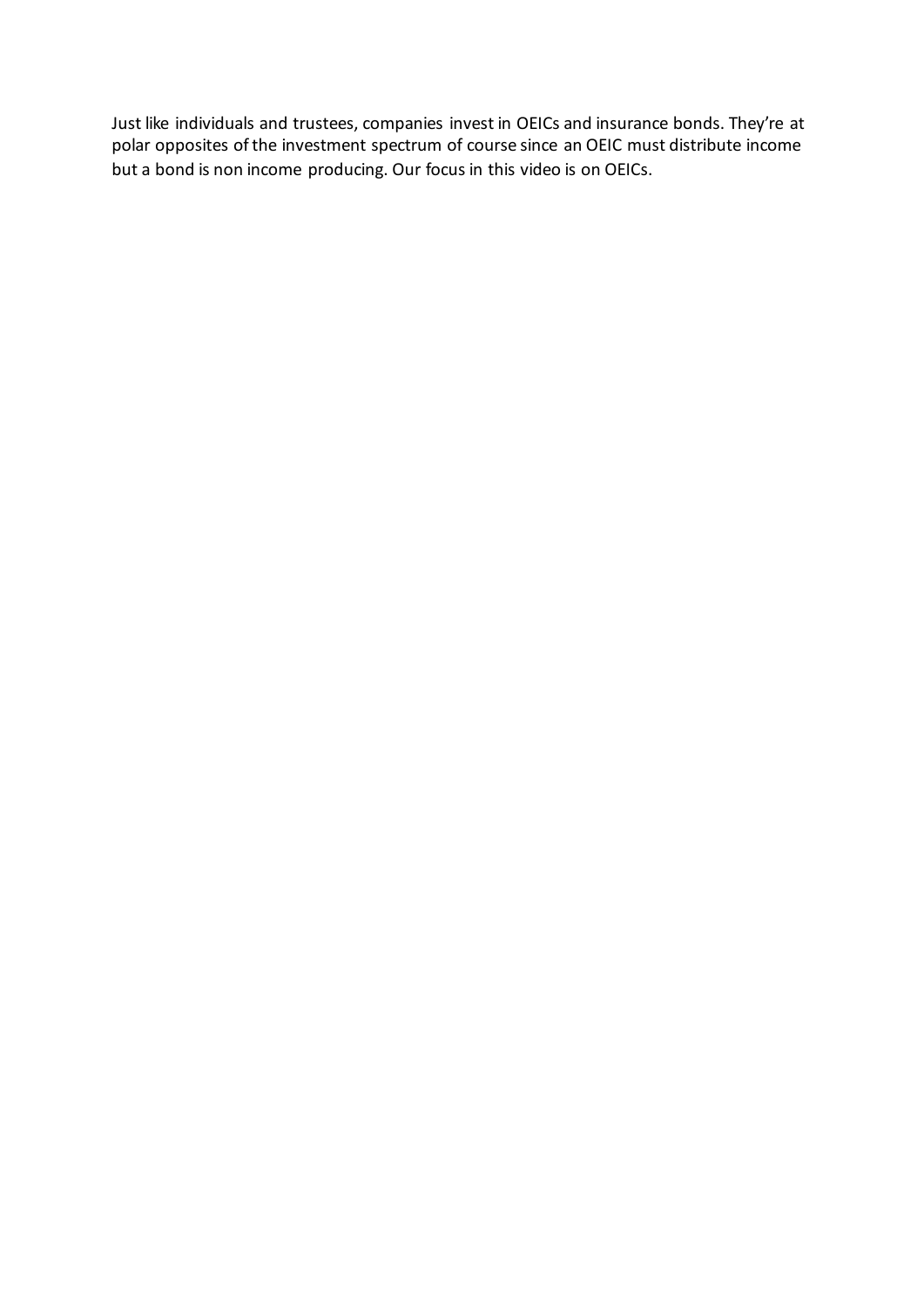Just like individuals and trustees, companies invest in OEICs and insurance bonds. They're at polar opposites of the investment spectrum of course since an OEIC must distribute income but a bond is non income producing. Our focus in this video is on OEICs.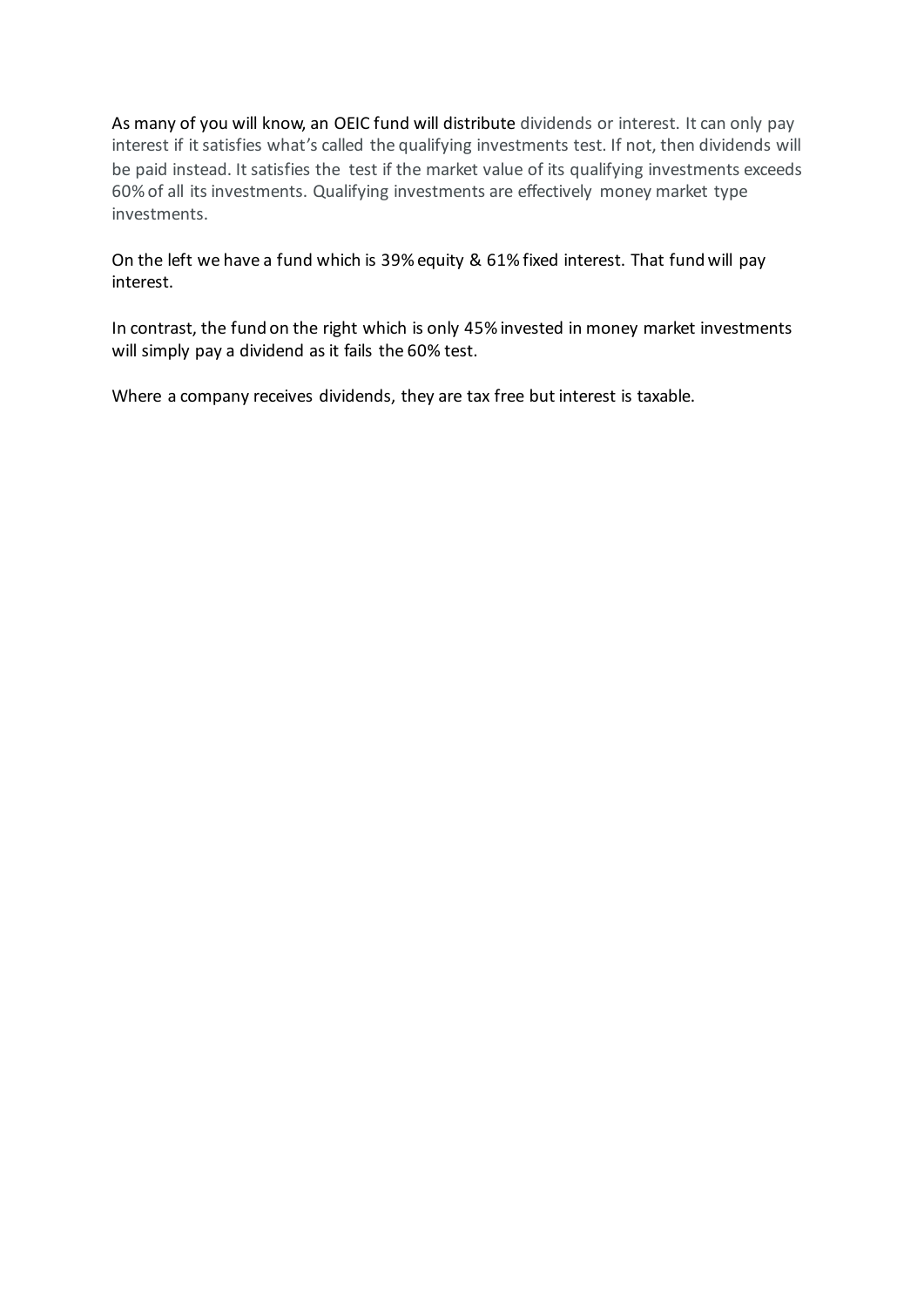As many of you will know, an OEIC fund will distribute dividends or interest. It can only pay interest if it satisfies what's called the qualifying investments test. If not, then dividends will be paid instead. It satisfies the test if the market value of its qualifying investments exceeds 60% of all its investments. Qualifying investments are effectively money market type investments.

On the left we have a fund which is 39% equity & 61% fixed interest. That fund will pay interest.

In contrast, the fund on the right which is only 45% invested in money market investments will simply pay a dividend as it fails the 60% test.

Where a company receives dividends, they are tax free but interest is taxable.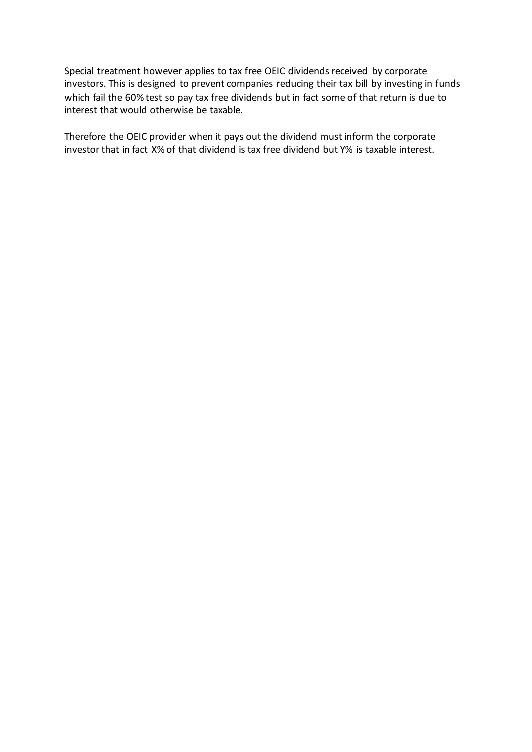Special treatment however applies to tax free OEIC dividends received by corporate investors. This is designed to prevent companies reducing their tax bill by investing in funds which fail the 60% test so pay tax free dividends but in fact some of that return is due to interest that would otherwise be taxable.

Therefore the OEIC provider when it pays out the dividend must inform the corporate investor that in fact X% of that dividend is tax free dividend but Y% is taxable interest.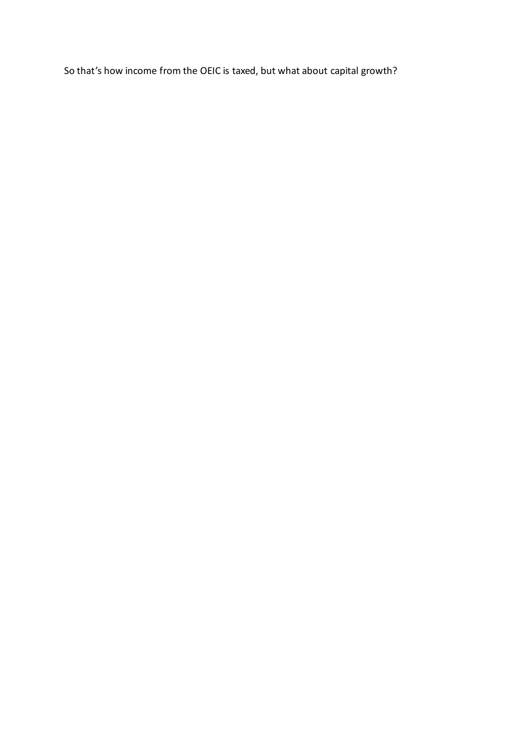So that's how income from the OEIC is taxed, but what about capital growth?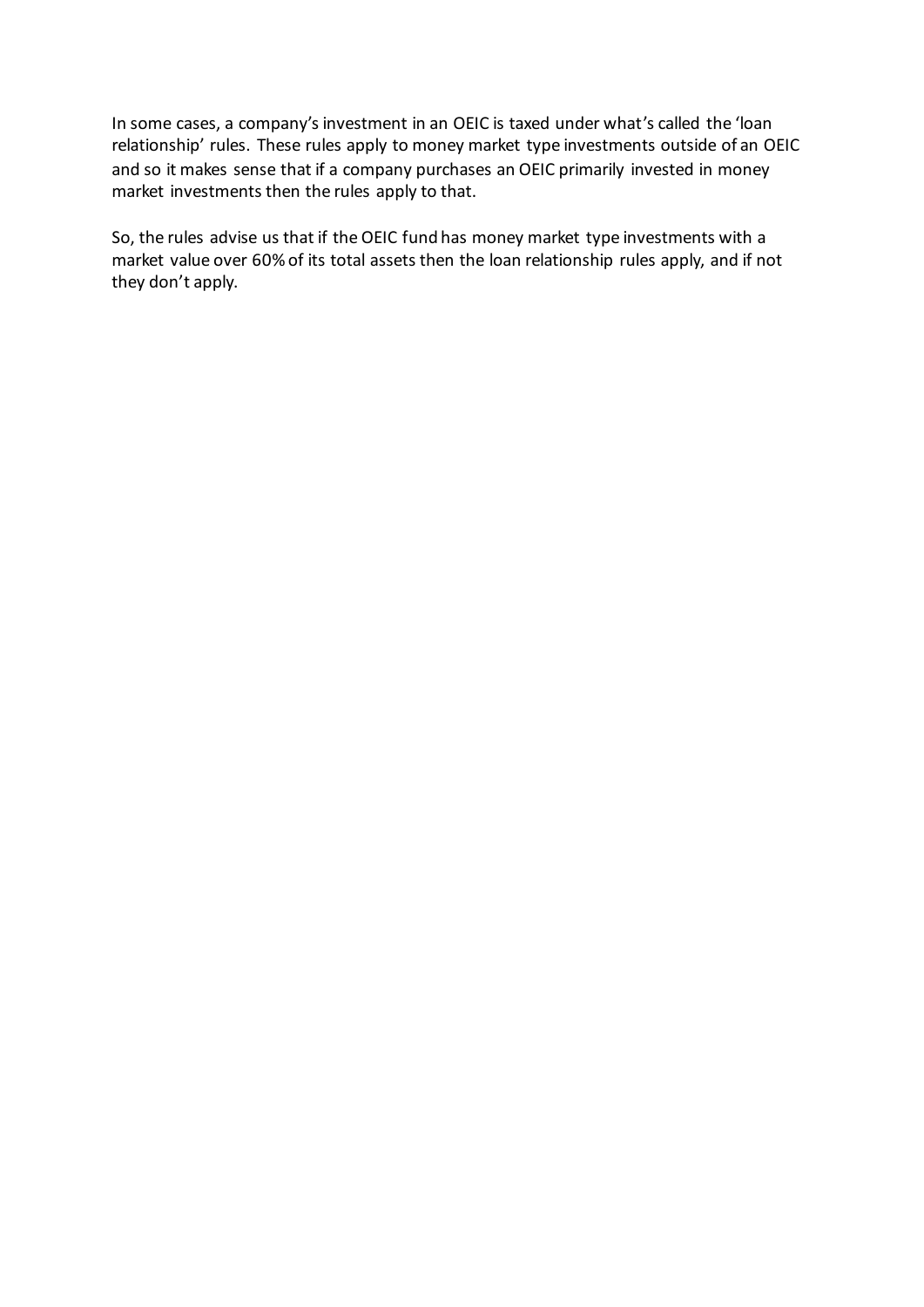In some cases, a company's investment in an OEIC is taxed under what's called the 'loan relationship' rules. These rules apply to money market type investments outside of an OEIC and so it makes sense that if a company purchases an OEIC primarily invested in money market investments then the rules apply to that.

So, the rules advise us that if the OEIC fund has money market type investments with a market value over 60% of its total assets then the loan relationship rules apply, and if not they don't apply.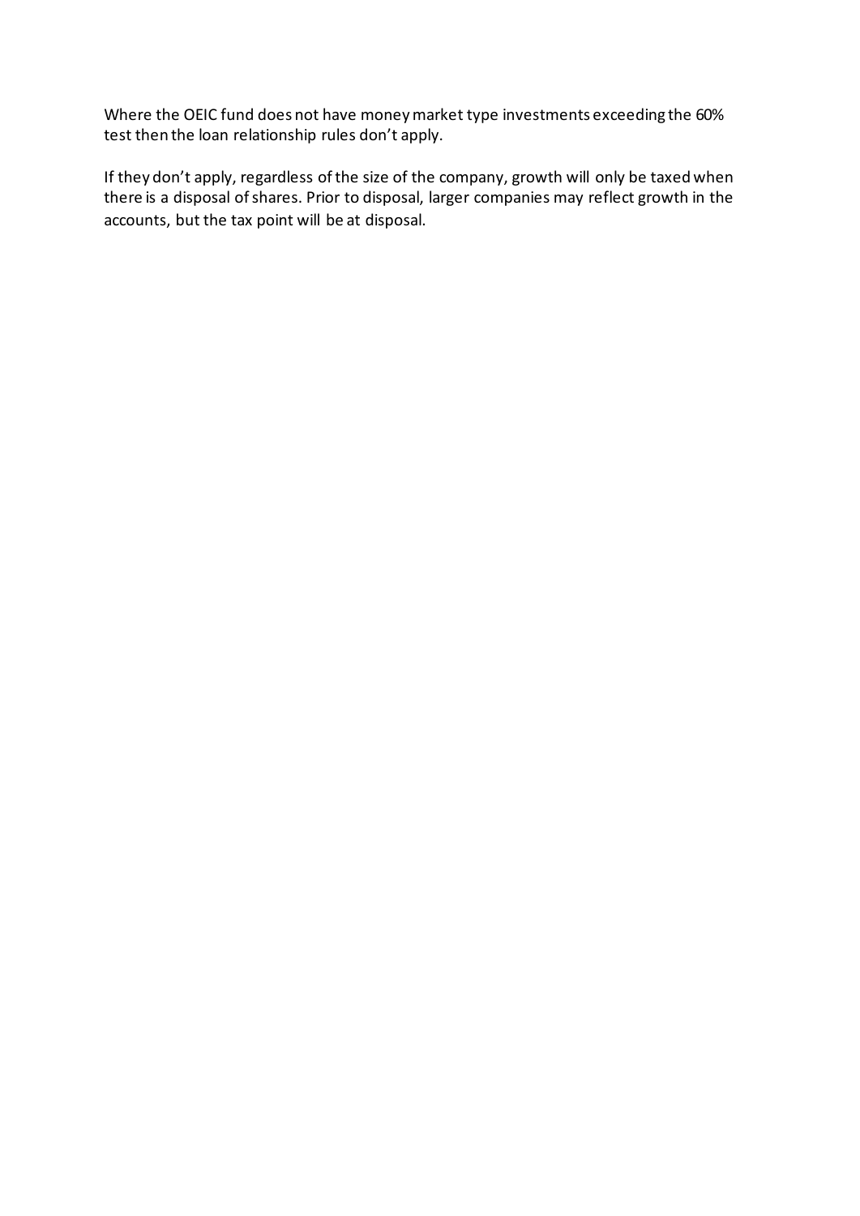Where the OEIC fund does not have money market type investments exceeding the 60% test then the loan relationship rules don't apply.

If they don't apply, regardless of the size of the company, growth will only be taxed when there is a disposal of shares. Prior to disposal, larger companies may reflect growth in the accounts, but the tax point will be at disposal.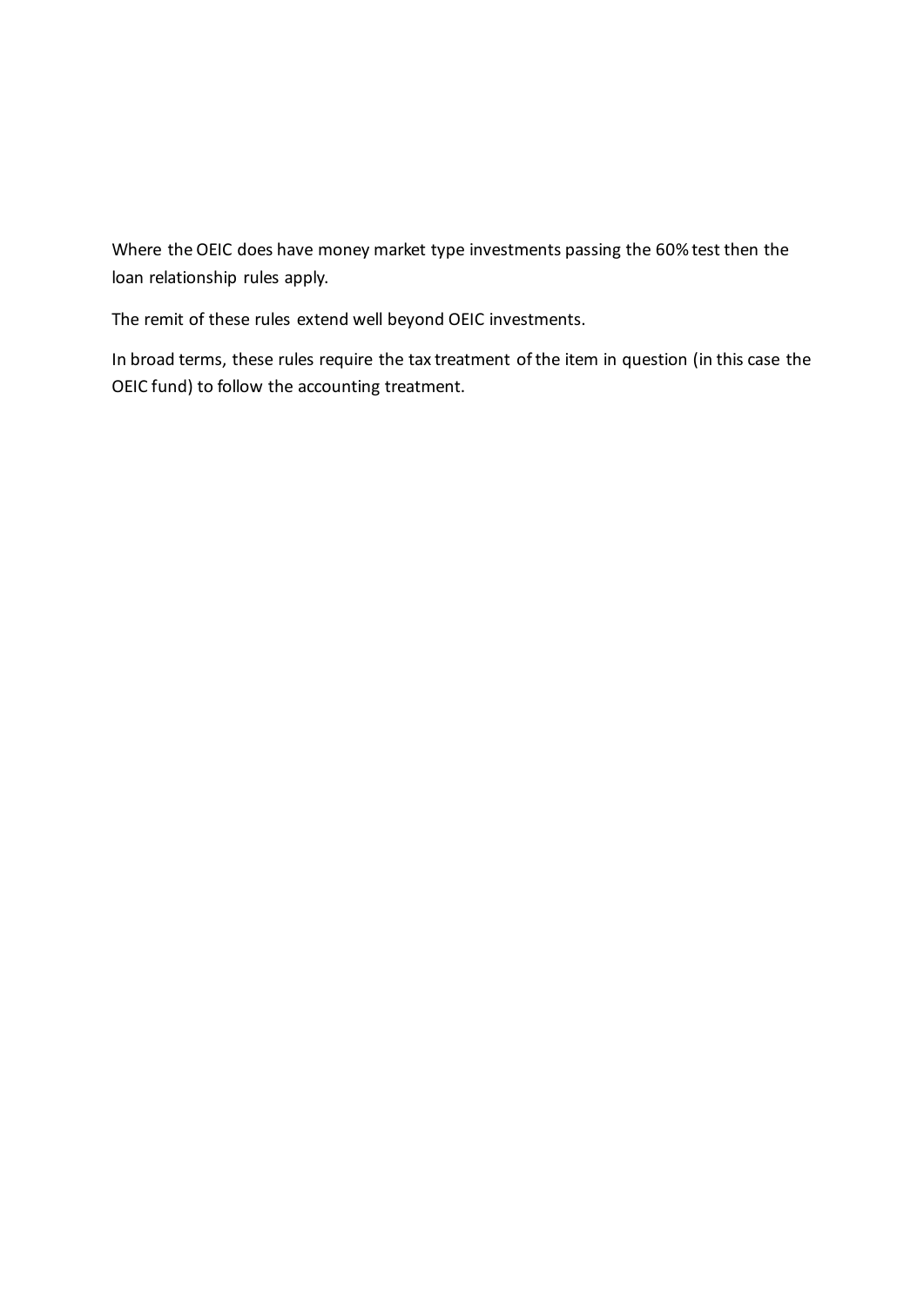Where the OEIC does have money market type investments passing the 60% test then the loan relationship rules apply.

The remit of these rules extend well beyond OEIC investments.

In broad terms, these rules require the tax treatment of the item in question (in this case the OEIC fund) to follow the accounting treatment.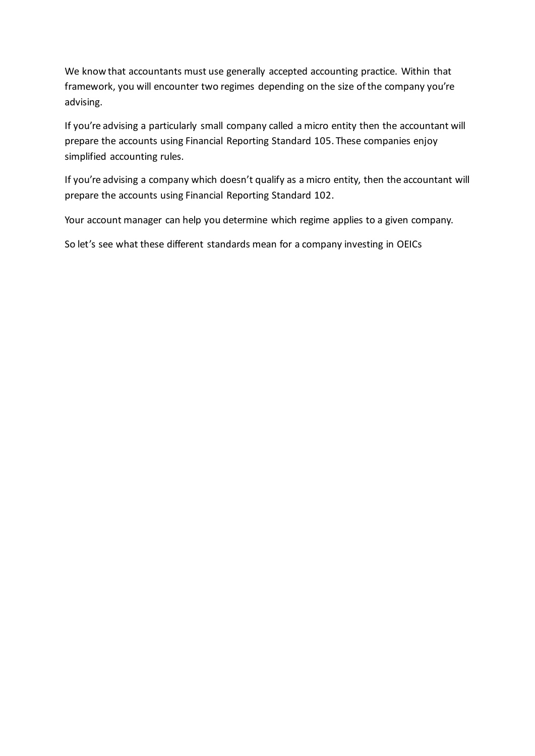We know that accountants must use generally accepted accounting practice. Within that framework, you will encounter two regimes depending on the size of the company you're advising.

If you're advising a particularly small company called a micro entity then the accountant will prepare the accounts using Financial Reporting Standard 105. These companies enjoy simplified accounting rules.

If you're advising a company which doesn't qualify as a micro entity, then the accountant will prepare the accounts using Financial Reporting Standard 102.

Your account manager can help you determine which regime applies to a given company.

So let's see what these different standards mean for a company investing in OEICs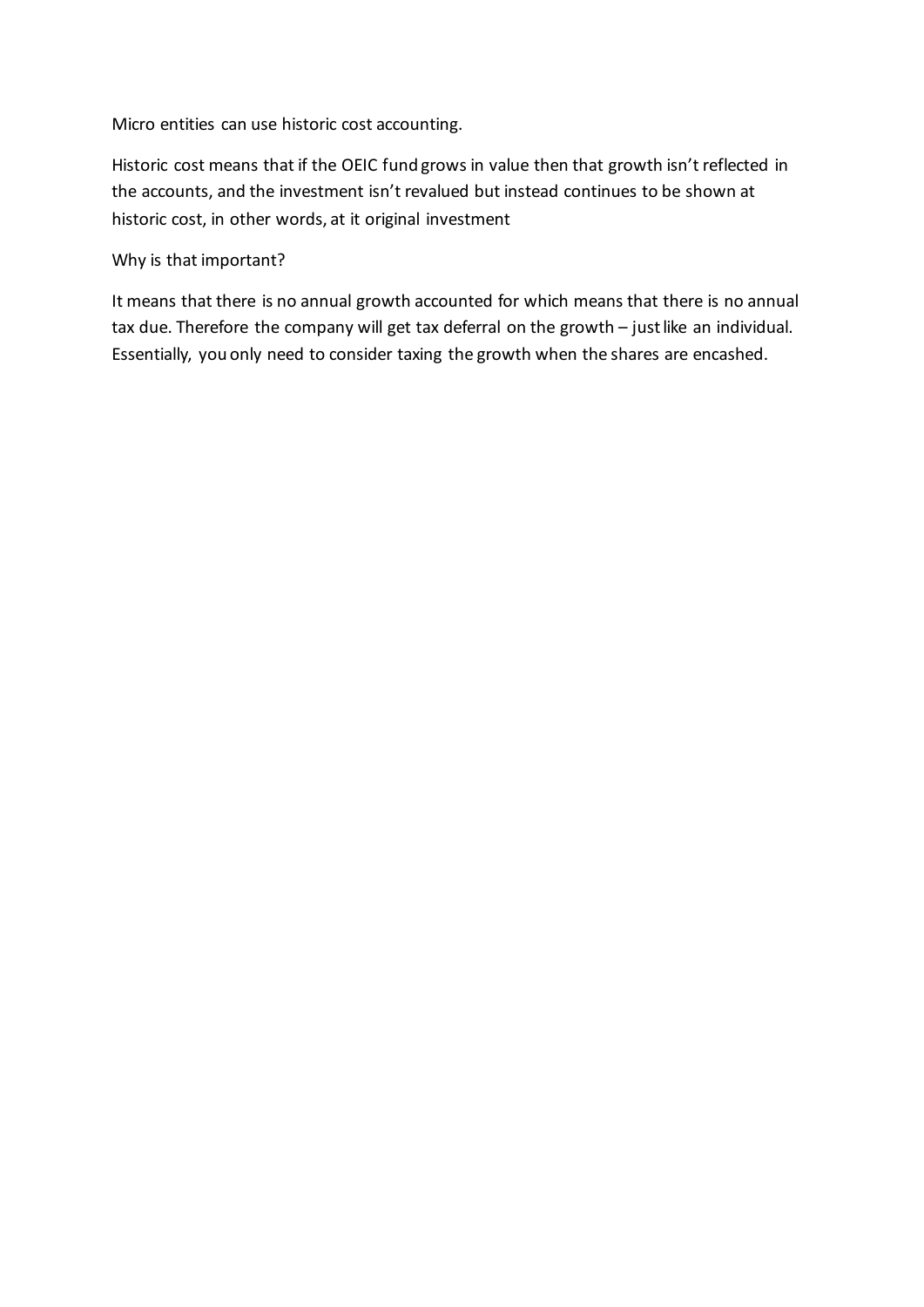Micro entities can use historic cost accounting.

Historic cost means that if the OEIC fund grows in value then that growth isn't reflected in the accounts, and the investment isn't revalued but instead continues to be shown at historic cost, in other words, at it original investment

Why is that important?

It means that there is no annual growth accounted for which means that there is no annual tax due. Therefore the company will get tax deferral on the growth – just like an individual. Essentially, you only need to consider taxing the growth when the shares are encashed.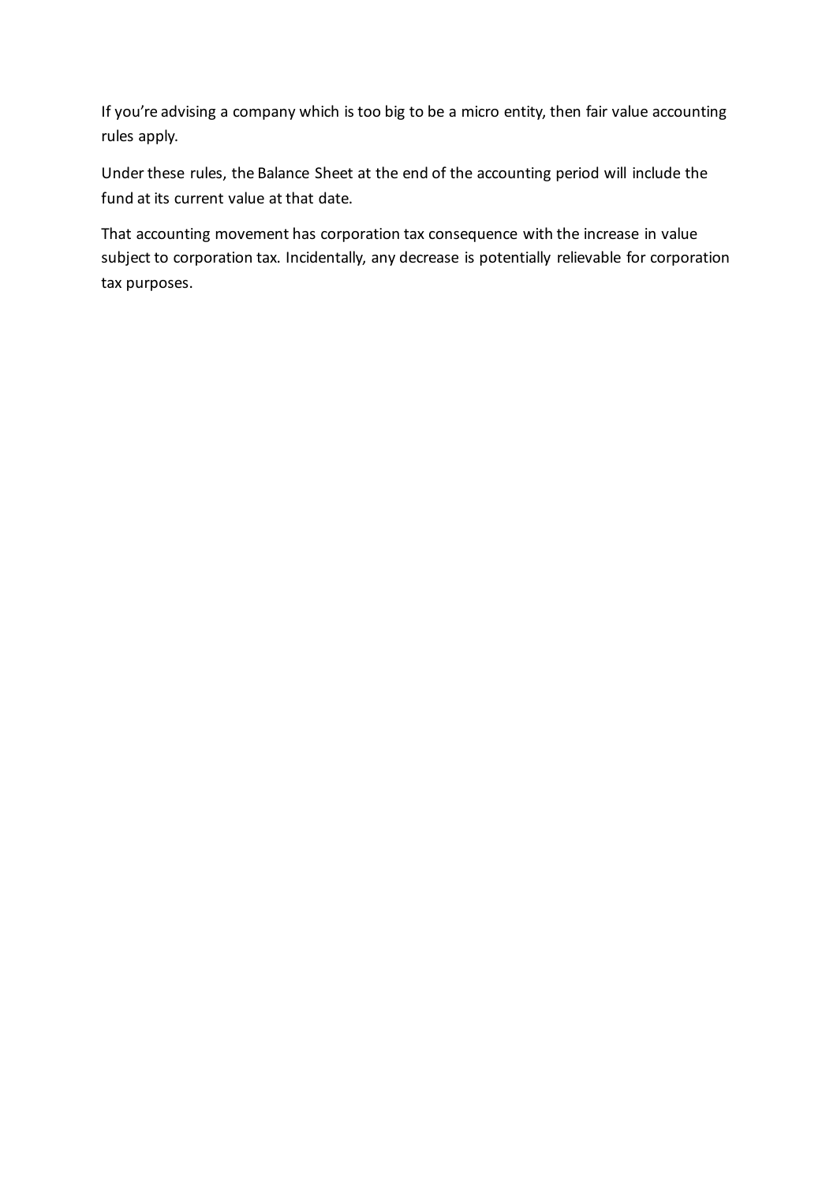If you're advising a company which is too big to be a micro entity, then fair value accounting rules apply.

Under these rules, the Balance Sheet at the end of the accounting period will include the fund at its current value at that date.

That accounting movement has corporation tax consequence with the increase in value subject to corporation tax. Incidentally, any decrease is potentially relievable for corporation tax purposes.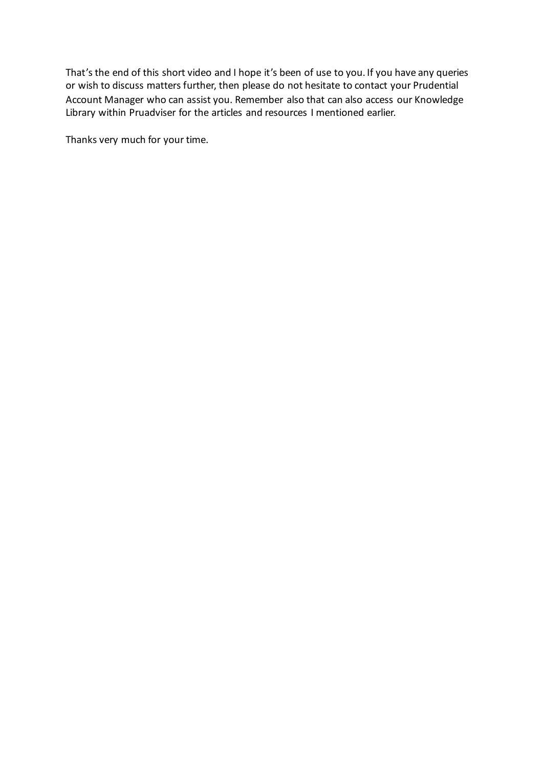That's the end of this short video and I hope it's been of use to you. If you have any queries or wish to discuss matters further, then please do not hesitate to contact your Prudential Account Manager who can assist you. Remember also that can also access our Knowledge Library within Pruadviser for the articles and resources I mentioned earlier.

Thanks very much for your time.